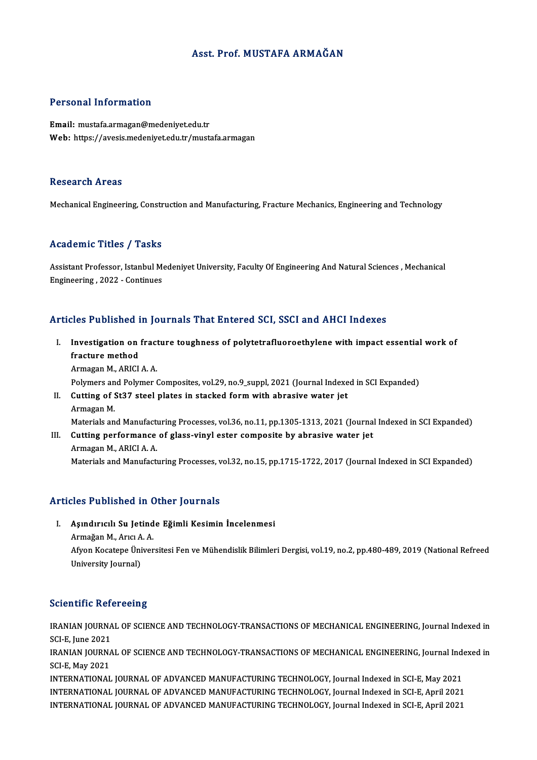# Asst. Prof. MUSTAFA ARMAĞAN

## Personal Information

**Email:** mustafa.armagan@medeniyet.edu.tr
**Web:** https://avesis.medeniyet.edu.tr/mustafa.armagan

## Research Areas

Mechanical Engineering, Construction and Manufacturing, Fracture Mechanics, Engineering and Technology

## Academic Titles / Tasks

Assistant Professor, Istanbul Medeniyet University, Faculty Of Engineering And Natural Sciences , Mechanical Engineering , 2022 - Continues

## Articles Published in Journals That Entered SCI, SSCI and AHCI Indexes

I. **Investigation on fracture toughness of polytetrafluoroethylene with impact essential work of fracture method**
   Armagan M., ARICI A. A.
   Polymers and Polymer Composites, vol.29, no.9_suppl, 2021 (Journal Indexed in SCI Expanded)

II. **Cutting of St37 steel plates in stacked form with abrasive water jet**
   Armagan M.
   Materials and Manufacturing Processes, vol.36, no.11, pp.1305-1313, 2021 (Journal Indexed in SCI Expanded)

III. **Cutting performance of glass-vinyl ester composite by abrasive water jet**
   Armagan M., ARICI A. A.
   Materials and Manufacturing Processes, vol.32, no.15, pp.1715-1722, 2017 (Journal Indexed in SCI Expanded)

## Articles Published in Other Journals

I. **Aşındırıcılı Su Jetinde Eğimli Kesimin İncelenmesi**
   Armağan M., Arıcı A. A.
   Afyon Kocatepe Üniversitesi Fen ve Mühendislik Bilimleri Dergisi, vol.19, no.2, pp.480-489, 2019 (National Refreed University Journal)

## Scientific Refereeing

IRANIAN JOURNAL OF SCIENCE AND TECHNOLOGY-TRANSACTIONS OF MECHANICAL ENGINEERING, Journal Indexed in SCI-E, June 2021

IRANIAN JOURNAL OF SCIENCE AND TECHNOLOGY-TRANSACTIONS OF MECHANICAL ENGINEERING, Journal Indexed in SCI-E, May 2021

INTERNATIONAL JOURNAL OF ADVANCED MANUFACTURING TECHNOLOGY, Journal Indexed in SCI-E, May 2021

INTERNATIONAL JOURNAL OF ADVANCED MANUFACTURING TECHNOLOGY, Journal Indexed in SCI-E, April 2021

INTERNATIONAL JOURNAL OF ADVANCED MANUFACTURING TECHNOLOGY, Journal Indexed in SCI-E, April 2021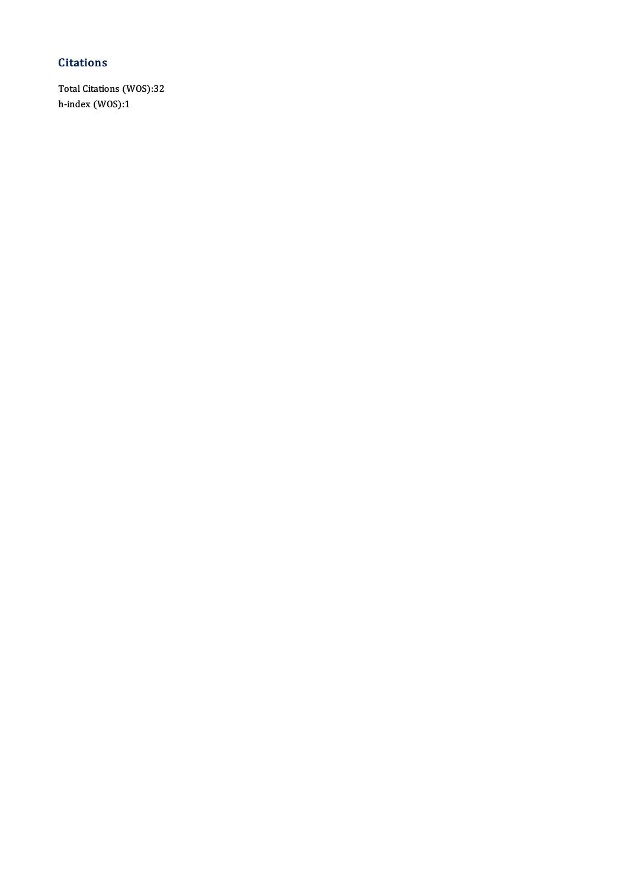## Citations

Total Citations (WOS):32
h-index (WOS):1